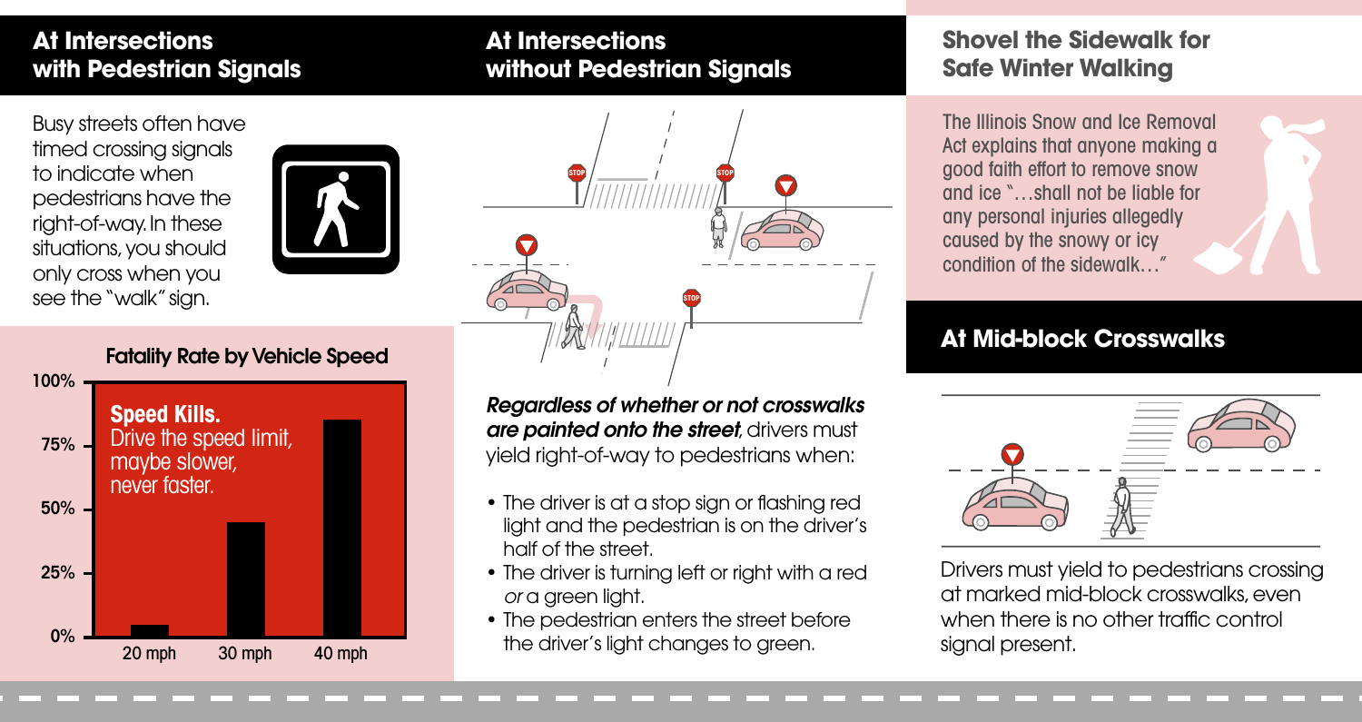## At Intersections with Pedestrian Signals

Busy streets often have timed crossing signals to indicate when pedestrians have the right-of-way. In these situations, you should only cross when you see the "walk" sign.

**Fatality Rate by Vehicle Speed**

**Speed Kills.**
Drive the speed limit, maybe slower, never faster.

100%
75%
50%
25%
0%
20 mph
30 mph
40 mph

## At Intersections without Pedestrian Signals

STOP
STOP
STOP

***Regardless of whether or not crosswalks are painted onto the street***, drivers must yield right-of-way to pedestrians when:

- The driver is at a stop sign or flashing red light and the pedestrian is on the driver's half of the street.
- The driver is turning left or right with a red *or* a green light.
- The pedestrian enters the street before the driver's light changes to green.

## Shovel the Sidewalk for Safe Winter Walking

The Illinois Snow and Ice Removal Act explains that anyone making a good faith effort to remove snow and ice "…shall not be liable for any personal injuries allegedly caused by the snowy or icy condition of the sidewalk…"

## At Mid-block Crosswalks

Drivers must yield to pedestrians crossing at marked mid-block crosswalks, even when there is no other traffic control signal present.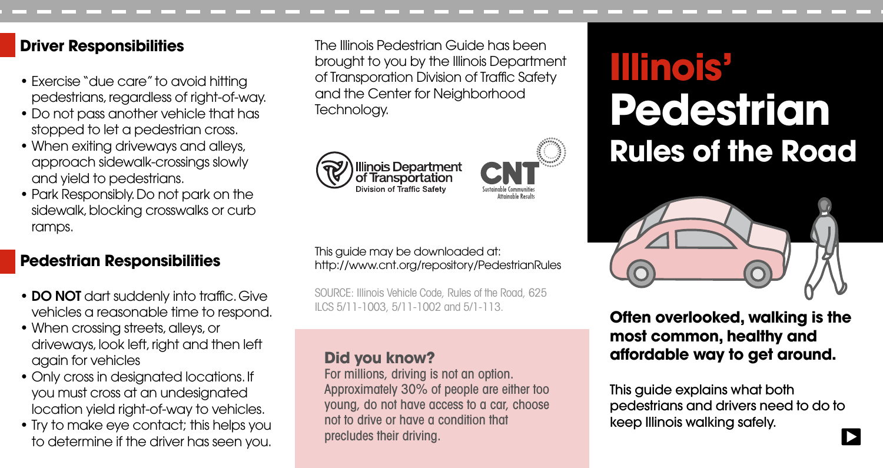## Driver Responsibilities

- Exercise "due care" to avoid hitting pedestrians, regardless of right-of-way.
- Do not pass another vehicle that has stopped to let a pedestrian cross.
- When exiting driveways and alleys, approach sidewalk-crossings slowly and yield to pedestrians.
- Park Responsibly. Do not park on the sidewalk, blocking crosswalks or curb ramps.

## Pedestrian Responsibilities

- **DO NOT** dart suddenly into traffic. Give vehicles a reasonable time to respond.
- When crossing streets, alleys, or driveways, look left, right and then left again for vehicles
- Only cross in designated locations. If you must cross at an undesignated location yield right-of-way to vehicles.
- Try to make eye contact; this helps you to determine if the driver has seen you.

The Illinois Pedestrian Guide has been brought to you by the Illinois Department of Transporation Division of Traffic Safety and the Center for Neighborhood Technology.

Illinois Department of Transportation
Division of Traffic Safety

CNT
Sustainable Communities
Attainable Results

This guide may be downloaded at:
http://www.cnt.org/repository/PedestrianRules

SOURCE: Illinois Vehicle Code, Rules of the Road, 625 ILCS 5/11-1003, 5/11-1002 and 5/1-113.

### Did you know?

For millions, driving is not an option. Approximately 30% of people are either too young, do not have access to a car, choose not to drive or have a condition that precludes their driving.

# Illinois' Pedestrian Rules of the Road

**Often overlooked, walking is the most common, healthy and affordable way to get around.**

This guide explains what both pedestrians and drivers need to do to keep Illinois walking safely.